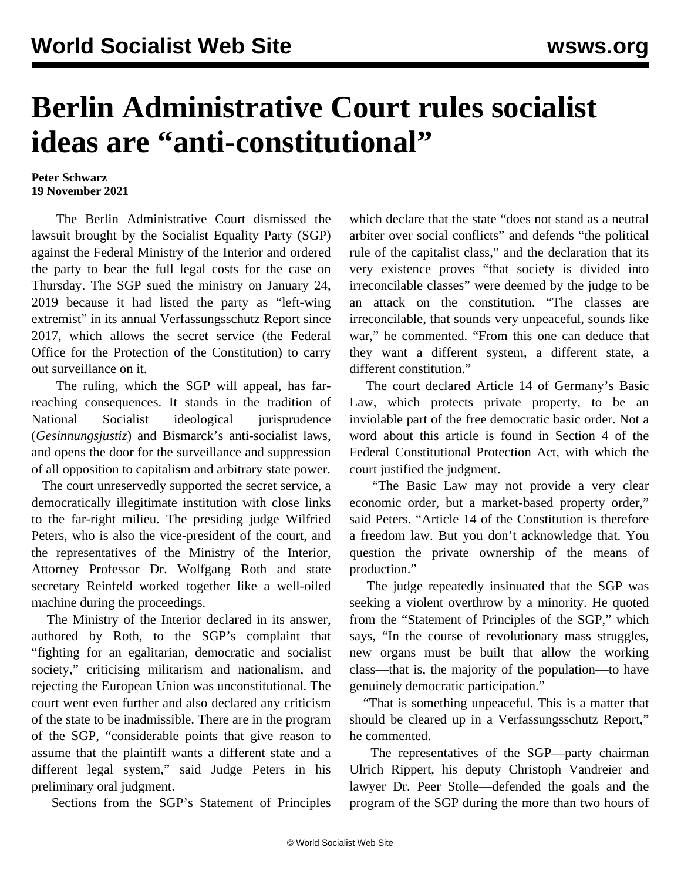# Berlin Administrative Court rules socialist ideas are "anti-constitutional"

**Peter Schwarz**
**19 November 2021**

The Berlin Administrative Court dismissed the lawsuit brought by the Socialist Equality Party (SGP) against the Federal Ministry of the Interior and ordered the party to bear the full legal costs for the case on Thursday. The SGP sued the ministry on January 24, 2019 because it had listed the party as "left-wing extremist" in its annual Verfassungsschutz Report since 2017, which allows the secret service (the Federal Office for the Protection of the Constitution) to carry out surveillance on it.

The ruling, which the SGP will appeal, has far-reaching consequences. It stands in the tradition of National Socialist ideological jurisprudence (*Gesinnungsjustiz*) and Bismarck's anti-socialist laws, and opens the door for the surveillance and suppression of all opposition to capitalism and arbitrary state power.

The court unreservedly supported the secret service, a democratically illegitimate institution with close links to the far-right milieu. The presiding judge Wilfried Peters, who is also the vice-president of the court, and the representatives of the Ministry of the Interior, Attorney Professor Dr. Wolfgang Roth and state secretary Reinfeld worked together like a well-oiled machine during the proceedings.

The Ministry of the Interior declared in its answer, authored by Roth, to the SGP's complaint that "fighting for an egalitarian, democratic and socialist society," criticising militarism and nationalism, and rejecting the European Union was unconstitutional. The court went even further and also declared any criticism of the state to be inadmissible. There are in the program of the SGP, "considerable points that give reason to assume that the plaintiff wants a different state and a different legal system," said Judge Peters in his preliminary oral judgment.

Sections from the SGP's Statement of Principles which declare that the state "does not stand as a neutral arbiter over social conflicts" and defends "the political rule of the capitalist class," and the declaration that its very existence proves "that society is divided into irreconcilable classes" were deemed by the judge to be an attack on the constitution. "The classes are irreconcilable, that sounds very unpeaceful, sounds like war," he commented. "From this one can deduce that they want a different system, a different state, a different constitution."

The court declared Article 14 of Germany's Basic Law, which protects private property, to be an inviolable part of the free democratic basic order. Not a word about this article is found in Section 4 of the Federal Constitutional Protection Act, with which the court justified the judgment.

"The Basic Law may not provide a very clear economic order, but a market-based property order," said Peters. "Article 14 of the Constitution is therefore a freedom law. But you don't acknowledge that. You question the private ownership of the means of production."

The judge repeatedly insinuated that the SGP was seeking a violent overthrow by a minority. He quoted from the "Statement of Principles of the SGP," which says, "In the course of revolutionary mass struggles, new organs must be built that allow the working class—that is, the majority of the population—to have genuinely democratic participation."

"That is something unpeaceful. This is a matter that should be cleared up in a Verfassungsschutz Report," he commented.

The representatives of the SGP—party chairman Ulrich Rippert, his deputy Christoph Vandreier and lawyer Dr. Peer Stolle—defended the goals and the program of the SGP during the more than two hours of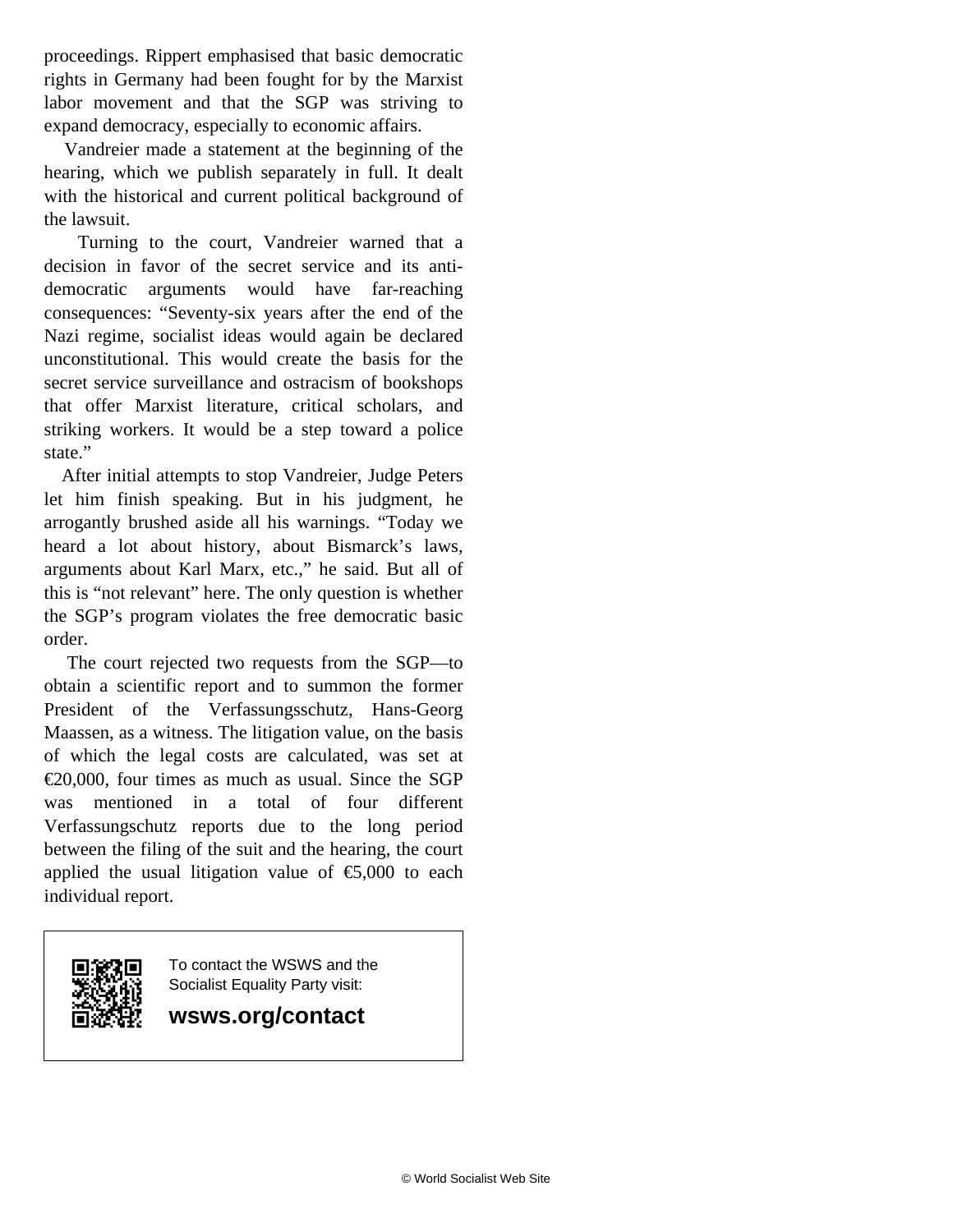proceedings. Rippert emphasised that basic democratic rights in Germany had been fought for by the Marxist labor movement and that the SGP was striving to expand democracy, especially to economic affairs.

Vandreier made a statement at the beginning of the hearing, which we publish separately in full. It dealt with the historical and current political background of the lawsuit.

Turning to the court, Vandreier warned that a decision in favor of the secret service and its anti-democratic arguments would have far-reaching consequences: “Seventy-six years after the end of the Nazi regime, socialist ideas would again be declared unconstitutional. This would create the basis for the secret service surveillance and ostracism of bookshops that offer Marxist literature, critical scholars, and striking workers. It would be a step toward a police state.”

After initial attempts to stop Vandreier, Judge Peters let him finish speaking. But in his judgment, he arrogantly brushed aside all his warnings. “Today we heard a lot about history, about Bismarck’s laws, arguments about Karl Marx, etc.,” he said. But all of this is “not relevant” here. The only question is whether the SGP’s program violates the free democratic basic order.

The court rejected two requests from the SGP—to obtain a scientific report and to summon the former President of the Verfassungsschutz, Hans-Georg Maassen, as a witness. The litigation value, on the basis of which the legal costs are calculated, was set at €20,000, four times as much as usual. Since the SGP was mentioned in a total of four different Verfassungschutz reports due to the long period between the filing of the suit and the hearing, the court applied the usual litigation value of €5,000 to each individual report.

To contact the WSWS and the Socialist Equality Party visit:

**wsws.org/contact**